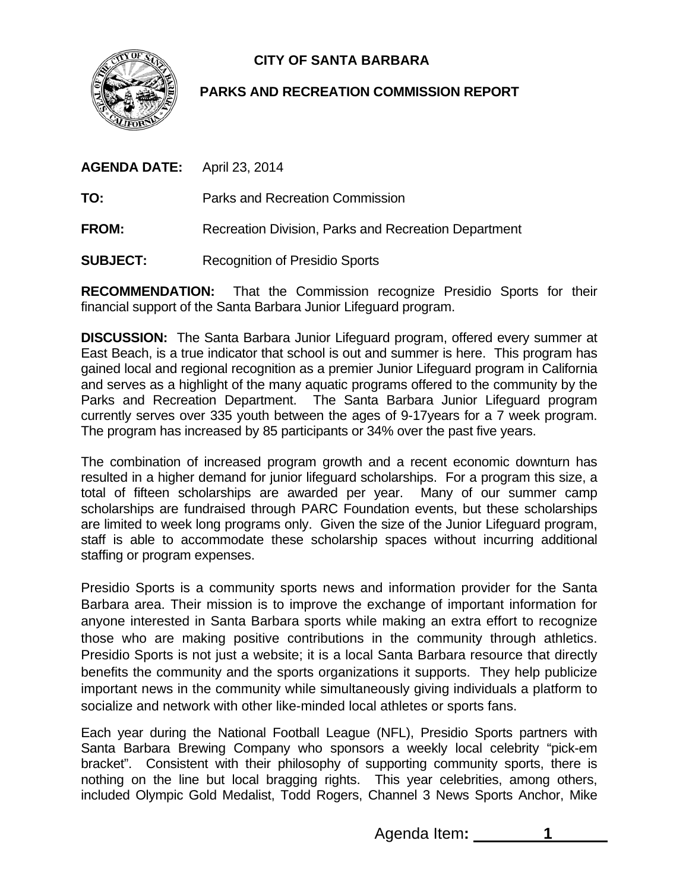**CITY OF SANTA BARBARA**

**PARKS AND RECREATION COMMISSION REPORT**

**AGENDA DATE:** April 23, 2014

**TO:** Parks and Recreation Commission

**FROM:** Recreation Division, Parks and Recreation Department

**SUBJECT:** Recognition of Presidio Sports

**RECOMMENDATION:** That the Commission recognize Presidio Sports for their financial support of the Santa Barbara Junior Lifeguard program.

**DISCUSSION:** The Santa Barbara Junior Lifeguard program, offered every summer at East Beach, is a true indicator that school is out and summer is here. This program has gained local and regional recognition as a premier Junior Lifeguard program in California and serves as a highlight of the many aquatic programs offered to the community by the Parks and Recreation Department. The Santa Barbara Junior Lifeguard program currently serves over 335 youth between the ages of 9-17years for a 7 week program. The program has increased by 85 participants or 34% over the past five years.

The combination of increased program growth and a recent economic downturn has resulted in a higher demand for junior lifeguard scholarships. For a program this size, a total of fifteen scholarships are awarded per year. Many of our summer camp scholarships are fundraised through PARC Foundation events, but these scholarships are limited to week long programs only. Given the size of the Junior Lifeguard program, staff is able to accommodate these scholarship spaces without incurring additional staffing or program expenses.

Presidio Sports is a community sports news and information provider for the Santa Barbara area. Their mission is to improve the exchange of important information for anyone interested in Santa Barbara sports while making an extra effort to recognize those who are making positive contributions in the community through athletics. Presidio Sports is not just a website; it is a local Santa Barbara resource that directly benefits the community and the sports organizations it supports. They help publicize important news in the community while simultaneously giving individuals a platform to socialize and network with other like-minded local athletes or sports fans.

Each year during the National Football League (NFL), Presidio Sports partners with Santa Barbara Brewing Company who sponsors a weekly local celebrity "pick-em bracket". Consistent with their philosophy of supporting community sports, there is nothing on the line but local bragging rights. This year celebrities, among others, included Olympic Gold Medalist, Todd Rogers, Channel 3 News Sports Anchor, Mike

Agenda Item: 1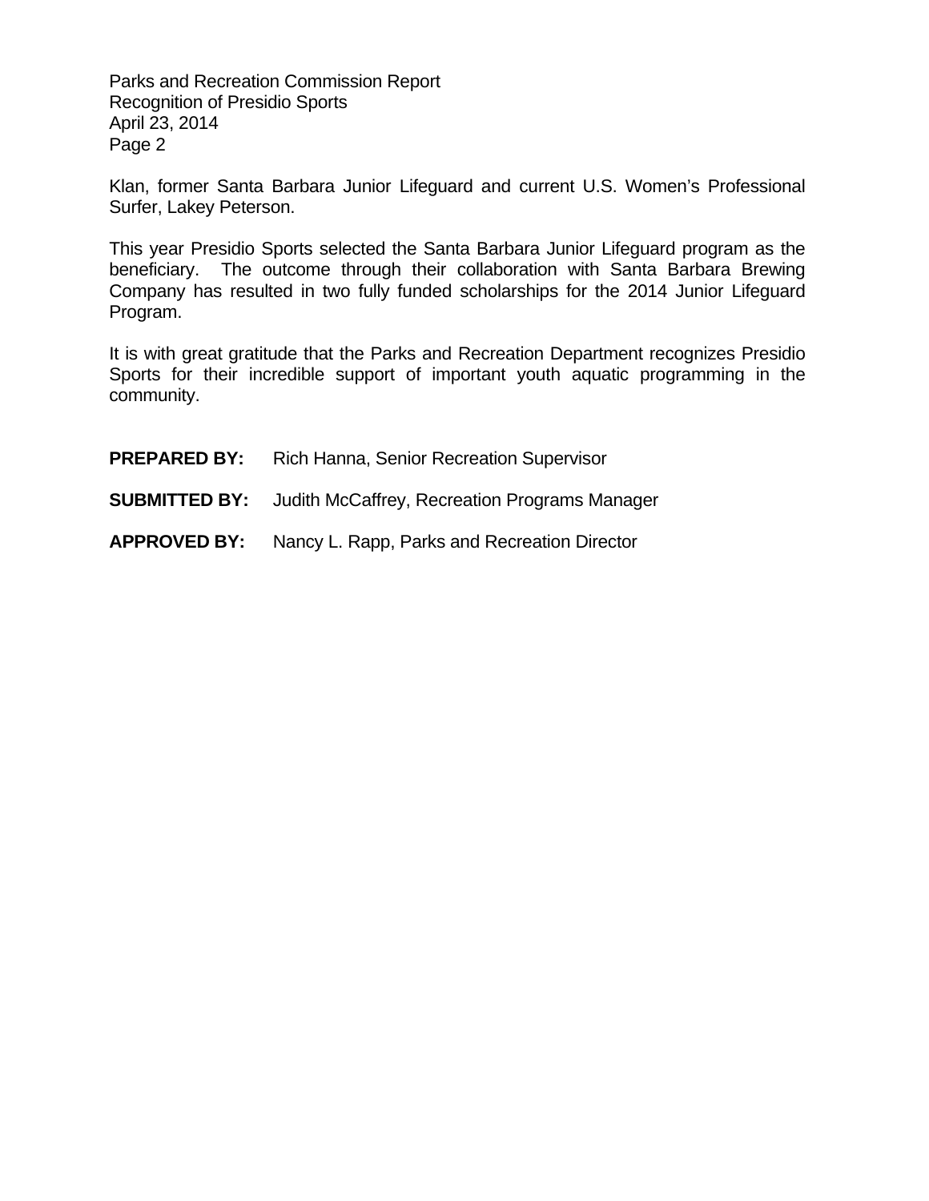Klan, former Santa Barbara Junior Lifeguard and current U.S. Women's Professional Surfer, Lakey Peterson.

This year Presidio Sports selected the Santa Barbara Junior Lifeguard program as the beneficiary. The outcome through their collaboration with Santa Barbara Brewing Company has resulted in two fully funded scholarships for the 2014 Junior Lifeguard Program.

It is with great gratitude that the Parks and Recreation Department recognizes Presidio Sports for their incredible support of important youth aquatic programming in the community.

**PREPARED BY:** Rich Hanna, Senior Recreation Supervisor

**SUBMITTED BY:** Judith McCaffrey, Recreation Programs Manager

**APPROVED BY:** Nancy L. Rapp, Parks and Recreation Director